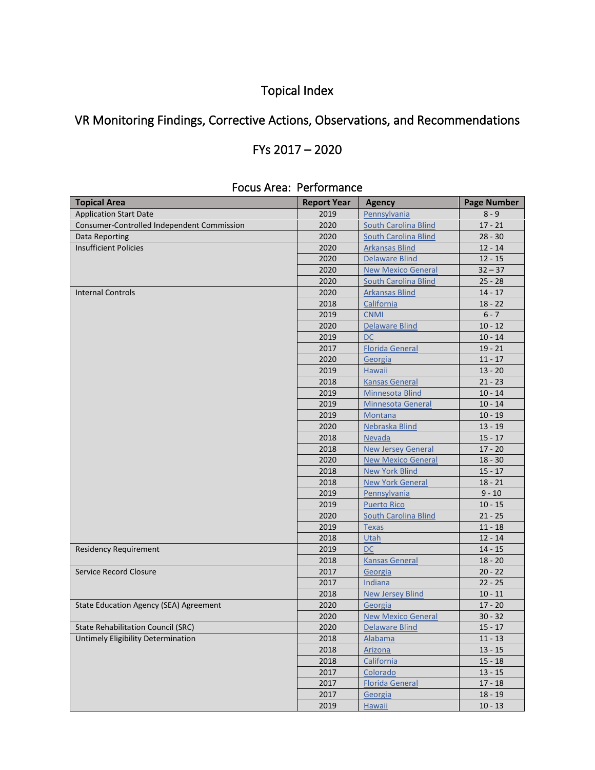# Topical Index

## VR Monitoring Findings, Corrective Actions, Observations, and Recommendations

## FYs 2017 – 2020

### Focus Area: Performance

| Topical Area | Report Year | Agency | Page Number |
|---|---|---|---|
| Application Start Date | 2019 | Pennsylvania | 8 - 9 |
| Consumer-Controlled Independent Commission | 2020 | South Carolina Blind | 17 - 21 |
| Data Reporting | 2020 | South Carolina Blind | 28 - 30 |
| Insufficient Policies | 2020 | Arkansas Blind | 12 - 14 |
| | 2020 | Delaware Blind | 12 - 15 |
| | 2020 | New Mexico General | 32 – 37 |
| | 2020 | South Carolina Blind | 25 - 28 |
| Internal Controls | 2020 | Arkansas Blind | 14 - 17 |
| | 2018 | California | 18 - 22 |
| | 2019 | CNMI | 6 - 7 |
| | 2020 | Delaware Blind | 10 - 12 |
| | 2019 | DC | 10 - 14 |
| | 2017 | Florida General | 19 - 21 |
| | 2020 | Georgia | 11 - 17 |
| | 2019 | Hawaii | 13 - 20 |
| | 2018 | Kansas General | 21 - 23 |
| | 2019 | Minnesota Blind | 10 - 14 |
| | 2019 | Minnesota General | 10 - 14 |
| | 2019 | Montana | 10 - 19 |
| | 2020 | Nebraska Blind | 13 - 19 |
| | 2018 | Nevada | 15 - 17 |
| | 2018 | New Jersey General | 17 - 20 |
| | 2020 | New Mexico General | 18 - 30 |
| | 2018 | New York Blind | 15 - 17 |
| | 2018 | New York General | 18 - 21 |
| | 2019 | Pennsylvania | 9 - 10 |
| | 2019 | Puerto Rico | 10 - 15 |
| | 2020 | South Carolina Blind | 21 - 25 |
| | 2019 | Texas | 11 - 18 |
| | 2018 | Utah | 12 - 14 |
| Residency Requirement | 2019 | DC | 14 - 15 |
| | 2018 | Kansas General | 18 - 20 |
| Service Record Closure | 2017 | Georgia | 20 - 22 |
| | 2017 | Indiana | 22 - 25 |
| | 2018 | New Jersey Blind | 10 - 11 |
| State Education Agency (SEA) Agreement | 2020 | Georgia | 17 - 20 |
| | 2020 | New Mexico General | 30 - 32 |
| State Rehabilitation Council (SRC) | 2020 | Delaware Blind | 15 - 17 |
| Untimely Eligibility Determination | 2018 | Alabama | 11 - 13 |
| | 2018 | Arizona | 13 - 15 |
| | 2018 | California | 15 - 18 |
| | 2017 | Colorado | 13 - 15 |
| | 2017 | Florida General | 17 - 18 |
| | 2017 | Georgia | 18 - 19 |
| | 2019 | Hawaii | 10 - 13 |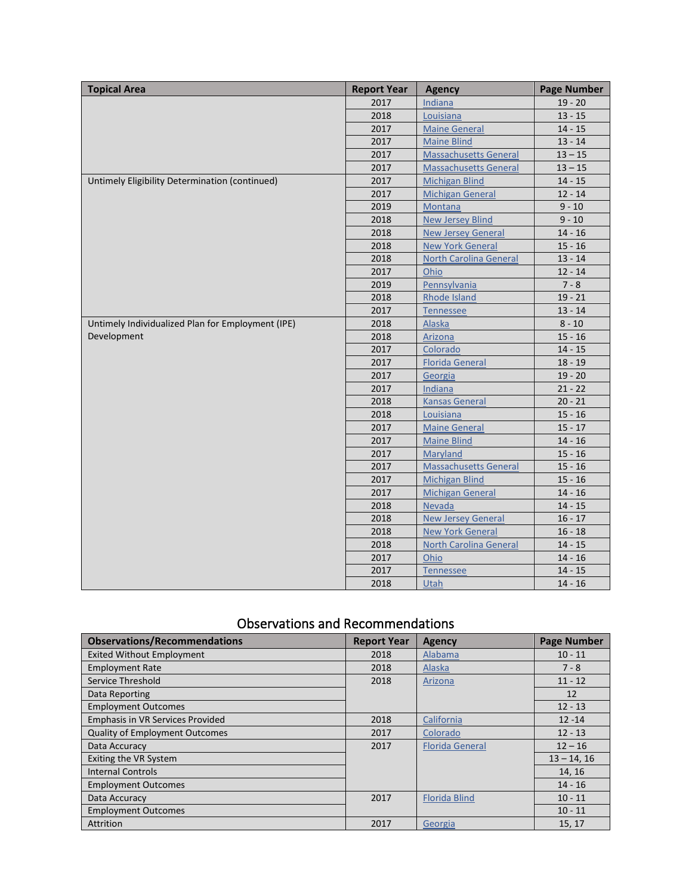| Topical Area | Report Year | Agency | Page Number |
|---|---|---|---|
| | 2017 | Indiana | 19 - 20 |
| | 2018 | Louisiana | 13 - 15 |
| | 2017 | Maine General | 14 - 15 |
| | 2017 | Maine Blind | 13 - 14 |
| | 2017 | Massachusetts General | 13 – 15 |
| | 2017 | Massachusetts General | 13 – 15 |
| Untimely Eligibility Determination (continued) | 2017 | Michigan Blind | 14 - 15 |
| | 2017 | Michigan General | 12 - 14 |
| | 2019 | Montana | 9 - 10 |
| | 2018 | New Jersey Blind | 9 - 10 |
| | 2018 | New Jersey General | 14 - 16 |
| | 2018 | New York General | 15 - 16 |
| | 2018 | North Carolina General | 13 - 14 |
| | 2017 | Ohio | 12 - 14 |
| | 2019 | Pennsylvania | 7 - 8 |
| | 2018 | Rhode Island | 19 - 21 |
| | 2017 | Tennessee | 13 - 14 |
| Untimely Individualized Plan for Employment (IPE) Development | 2018 | Alaska | 8 - 10 |
| | 2018 | Arizona | 15 - 16 |
| | 2017 | Colorado | 14 - 15 |
| | 2017 | Florida General | 18 - 19 |
| | 2017 | Georgia | 19 - 20 |
| | 2017 | Indiana | 21 - 22 |
| | 2018 | Kansas General | 20 - 21 |
| | 2018 | Louisiana | 15 - 16 |
| | 2017 | Maine General | 15 - 17 |
| | 2017 | Maine Blind | 14 - 16 |
| | 2017 | Maryland | 15 - 16 |
| | 2017 | Massachusetts General | 15 - 16 |
| | 2017 | Michigan Blind | 15 - 16 |
| | 2017 | Michigan General | 14 - 16 |
| | 2018 | Nevada | 14 - 15 |
| | 2018 | New Jersey General | 16 - 17 |
| | 2018 | New York General | 16 - 18 |
| | 2018 | North Carolina General | 14 - 15 |
| | 2017 | Ohio | 14 - 16 |
| | 2017 | Tennessee | 14 - 15 |
| | 2018 | Utah | 14 - 16 |

## Observations and Recommendations

| Observations/Recommendations | Report Year | Agency | Page Number |
|---|---|---|---|
| Exited Without Employment | 2018 | Alabama | 10 - 11 |
| Employment Rate | 2018 | Alaska | 7 - 8 |
| Service Threshold | 2018 | Arizona | 11 - 12 |
| Data Reporting | | | 12 |
| Employment Outcomes | | | 12 - 13 |
| Emphasis in VR Services Provided | 2018 | California | 12 -14 |
| Quality of Employment Outcomes | 2017 | Colorado | 12 - 13 |
| Data Accuracy | 2017 | Florida General | 12 – 16 |
| Exiting the VR System | | | 13 – 14, 16 |
| Internal Controls | | | 14, 16 |
| Employment Outcomes | | | 14 - 16 |
| Data Accuracy | 2017 | Florida Blind | 10 - 11 |
| Employment Outcomes | | | 10 - 11 |
| Attrition | 2017 | Georgia | 15, 17 |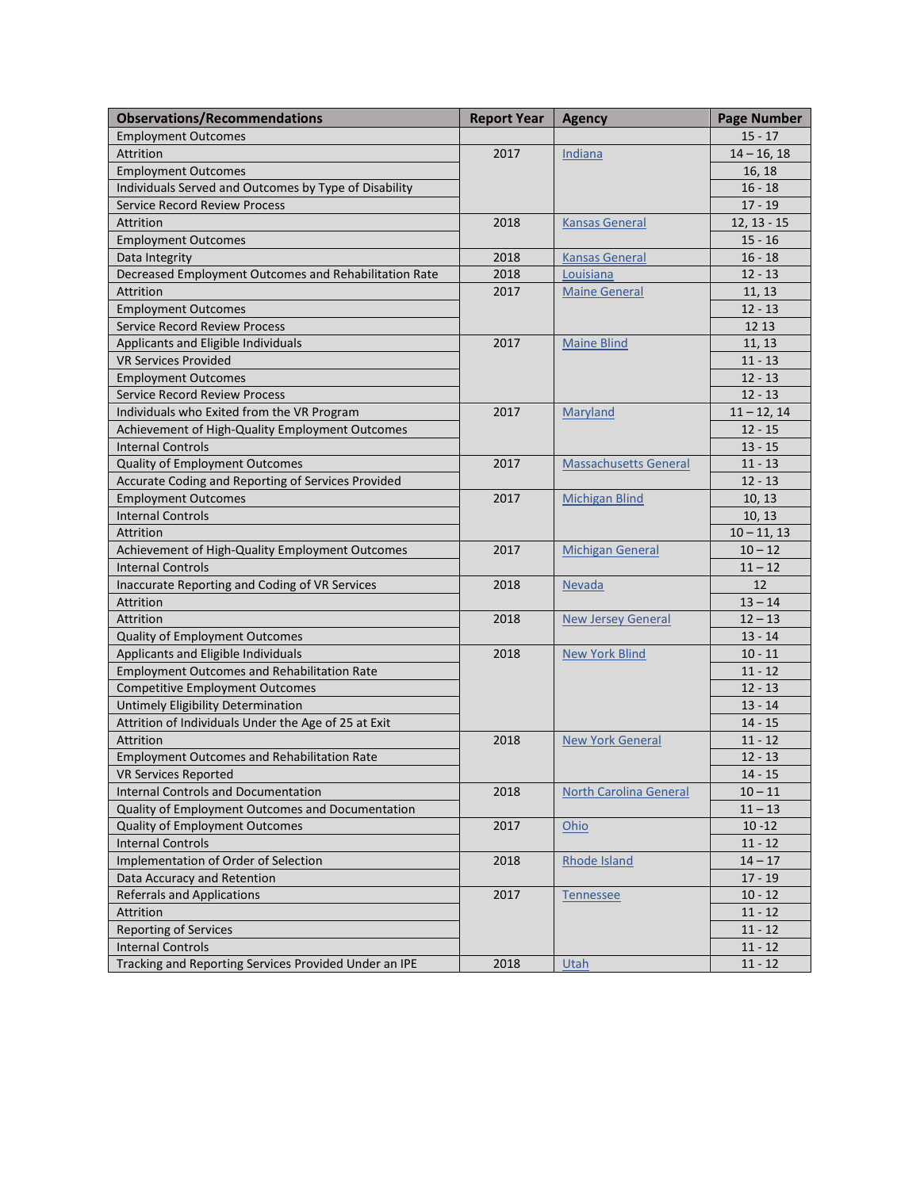| Observations/Recommendations | Report Year | Agency | Page Number |
|---|---|---|---|
| Employment Outcomes | | | 15 - 17 |
| Attrition | 2017 | [Indiana]() | 14 – 16, 18 |
| Employment Outcomes | | | 16, 18 |
| Individuals Served and Outcomes by Type of Disability | | | 16 - 18 |
| Service Record Review Process | | | 17 - 19 |
| Attrition | 2018 | [Kansas General]() | 12, 13 - 15 |
| Employment Outcomes | | | 15 - 16 |
| Data Integrity | 2018 | [Kansas General]() | 16 - 18 |
| Decreased Employment Outcomes and Rehabilitation Rate | 2018 | [Louisiana]() | 12 - 13 |
| Attrition | 2017 | [Maine General]() | 11, 13 |
| Employment Outcomes | | | 12 - 13 |
| Service Record Review Process | | | 12 13 |
| Applicants and Eligible Individuals | 2017 | [Maine Blind]() | 11, 13 |
| VR Services Provided | | | 11 - 13 |
| Employment Outcomes | | | 12 - 13 |
| Service Record Review Process | | | 12 - 13 |
| Individuals who Exited from the VR Program | 2017 | [Maryland]() | 11 – 12, 14 |
| Achievement of High-Quality Employment Outcomes | | | 12 - 15 |
| Internal Controls | | | 13 - 15 |
| Quality of Employment Outcomes | 2017 | [Massachusetts General]() | 11 - 13 |
| Accurate Coding and Reporting of Services Provided | | | 12 - 13 |
| Employment Outcomes | 2017 | [Michigan Blind]() | 10, 13 |
| Internal Controls | | | 10, 13 |
| Attrition | | | 10 – 11, 13 |
| Achievement of High-Quality Employment Outcomes | 2017 | [Michigan General]() | 10 – 12 |
| Internal Controls | | | 11 – 12 |
| Inaccurate Reporting and Coding of VR Services | 2018 | [Nevada]() | 12 |
| Attrition | | | 13 – 14 |
| Attrition | 2018 | [New Jersey General]() | 12 – 13 |
| Quality of Employment Outcomes | | | 13 - 14 |
| Applicants and Eligible Individuals | 2018 | [New York Blind]() | 10 - 11 |
| Employment Outcomes and Rehabilitation Rate | | | 11 - 12 |
| Competitive Employment Outcomes | | | 12 - 13 |
| Untimely Eligibility Determination | | | 13 - 14 |
| Attrition of Individuals Under the Age of 25 at Exit | | | 14 - 15 |
| Attrition | 2018 | [New York General]() | 11 - 12 |
| Employment Outcomes and Rehabilitation Rate | | | 12 - 13 |
| VR Services Reported | | | 14 - 15 |
| Internal Controls and Documentation | 2018 | [North Carolina General]() | 10 – 11 |
| Quality of Employment Outcomes and Documentation | | | 11 – 13 |
| Quality of Employment Outcomes | 2017 | [Ohio]() | 10 -12 |
| Internal Controls | | | 11 - 12 |
| Implementation of Order of Selection | 2018 | [Rhode Island]() | 14 – 17 |
| Data Accuracy and Retention | | | 17 - 19 |
| Referrals and Applications | 2017 | [Tennessee]() | 10 - 12 |
| Attrition | | | 11 - 12 |
| Reporting of Services | | | 11 - 12 |
| Internal Controls | | | 11 - 12 |
| Tracking and Reporting Services Provided Under an IPE | 2018 | [Utah]() | 11 - 12 |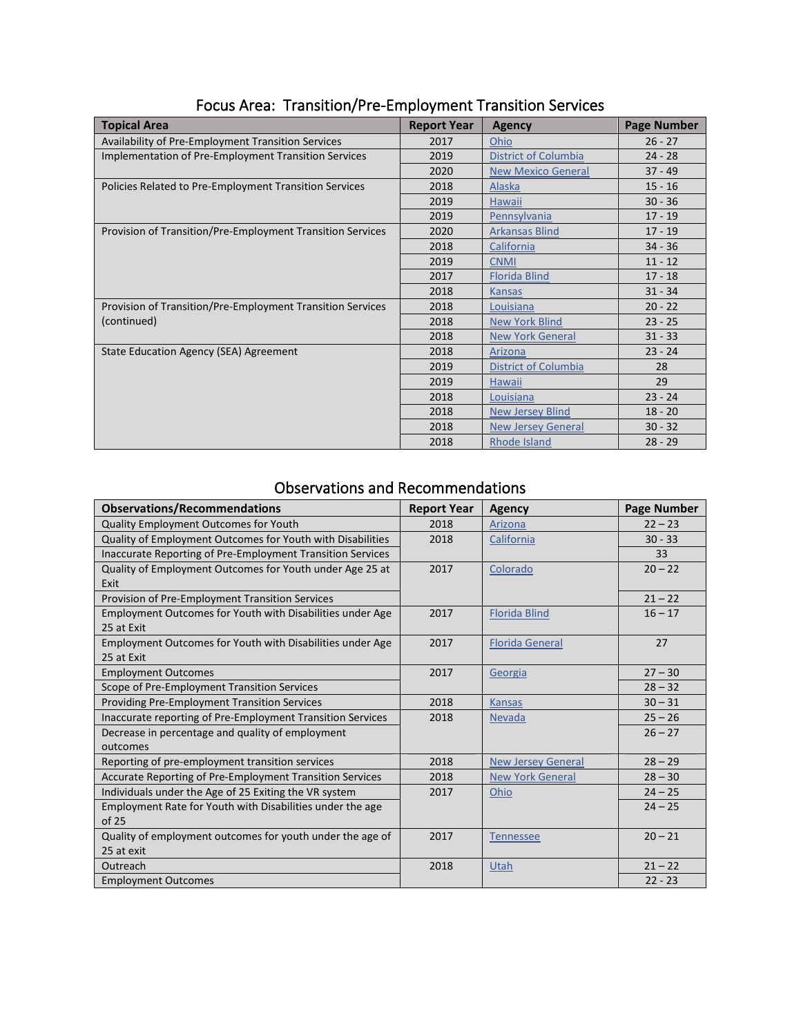## Focus Area: Transition/Pre-Employment Transition Services

| Topical Area | Report Year | Agency | Page Number |
|---|---|---|---|
| Availability of Pre-Employment Transition Services | 2017 | Ohio | 26 - 27 |
| Implementation of Pre-Employment Transition Services | 2019 | District of Columbia | 24 - 28 |
| | 2020 | New Mexico General | 37 - 49 |
| Policies Related to Pre-Employment Transition Services | 2018 | Alaska | 15 - 16 |
| | 2019 | Hawaii | 30 - 36 |
| | 2019 | Pennsylvania | 17 - 19 |
| Provision of Transition/Pre-Employment Transition Services | 2020 | Arkansas Blind | 17 - 19 |
| | 2018 | California | 34 - 36 |
| | 2019 | CNMI | 11 - 12 |
| | 2017 | Florida Blind | 17 - 18 |
| | 2018 | Kansas | 31 - 34 |
| Provision of Transition/Pre-Employment Transition Services (continued) | 2018 | Louisiana | 20 - 22 |
| | 2018 | New York Blind | 23 - 25 |
| | 2018 | New York General | 31 - 33 |
| State Education Agency (SEA) Agreement | 2018 | Arizona | 23 - 24 |
| | 2019 | District of Columbia | 28 |
| | 2019 | Hawaii | 29 |
| | 2018 | Louisiana | 23 - 24 |
| | 2018 | New Jersey Blind | 18 - 20 |
| | 2018 | New Jersey General | 30 - 32 |
| | 2018 | Rhode Island | 28 - 29 |

## Observations and Recommendations

| Observations/Recommendations | Report Year | Agency | Page Number |
|---|---|---|---|
| Quality Employment Outcomes for Youth | 2018 | Arizona | 22 – 23 |
| Quality of Employment Outcomes for Youth with Disabilities | 2018 | California | 30 - 33 |
| Inaccurate Reporting of Pre-Employment Transition Services | | | 33 |
| Quality of Employment Outcomes for Youth under Age 25 at Exit | 2017 | Colorado | 20 – 22 |
| Provision of Pre-Employment Transition Services | | | 21 – 22 |
| Employment Outcomes for Youth with Disabilities under Age 25 at Exit | 2017 | Florida Blind | 16 – 17 |
| Employment Outcomes for Youth with Disabilities under Age 25 at Exit | 2017 | Florida General | 27 |
| Employment Outcomes | 2017 | Georgia | 27 – 30 |
| Scope of Pre-Employment Transition Services | | | 28 – 32 |
| Providing Pre-Employment Transition Services | 2018 | Kansas | 30 – 31 |
| Inaccurate reporting of Pre-Employment Transition Services | 2018 | Nevada | 25 – 26 |
| Decrease in percentage and quality of employment outcomes | | | 26 – 27 |
| Reporting of pre-employment transition services | 2018 | New Jersey General | 28 – 29 |
| Accurate Reporting of Pre-Employment Transition Services | 2018 | New York General | 28 – 30 |
| Individuals under the Age of 25 Exiting the VR system | 2017 | Ohio | 24 – 25 |
| Employment Rate for Youth with Disabilities under the age of 25 | | | 24 – 25 |
| Quality of employment outcomes for youth under the age of 25 at exit | 2017 | Tennessee | 20 – 21 |
| Outreach | 2018 | Utah | 21 – 22 |
| Employment Outcomes | | | 22 - 23 |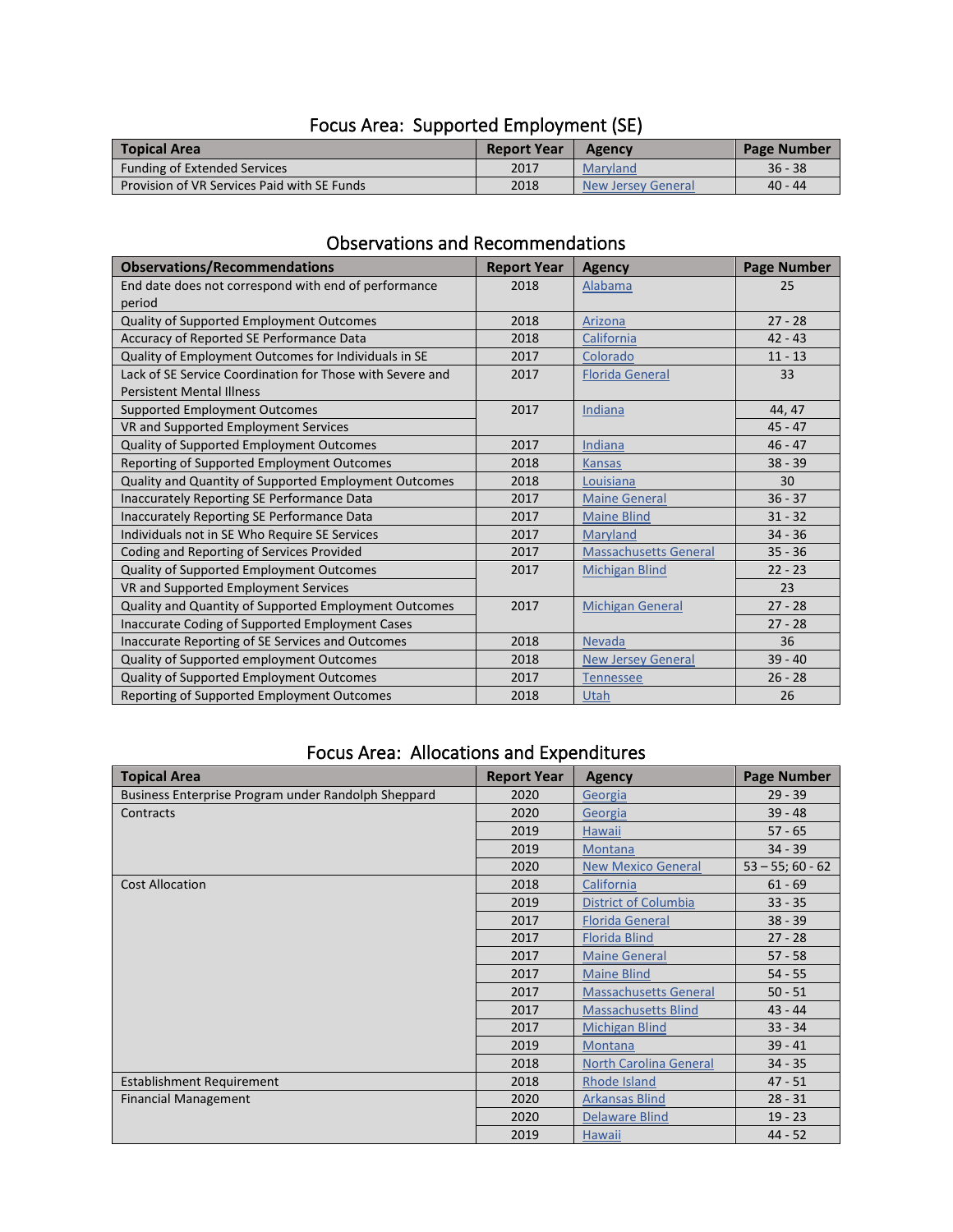## Focus Area: Supported Employment (SE)

| Topical Area | Report Year | Agency | Page Number |
|---|---|---|---|
| Funding of Extended Services | 2017 | Maryland | 36 - 38 |
| Provision of VR Services Paid with SE Funds | 2018 | New Jersey General | 40 - 44 |

## Observations and Recommendations

| Observations/Recommendations | Report Year | Agency | Page Number |
|---|---|---|---|
| End date does not correspond with end of performance period | 2018 | Alabama | 25 |
| Quality of Supported Employment Outcomes | 2018 | Arizona | 27 - 28 |
| Accuracy of Reported SE Performance Data | 2018 | California | 42 - 43 |
| Quality of Employment Outcomes for Individuals in SE | 2017 | Colorado | 11 - 13 |
| Lack of SE Service Coordination for Those with Severe and Persistent Mental Illness | 2017 | Florida General | 33 |
| Supported Employment Outcomes | 2017 | Indiana | 44, 47 |
| VR and Supported Employment Services | | | 45 - 47 |
| Quality of Supported Employment Outcomes | 2017 | Indiana | 46 - 47 |
| Reporting of Supported Employment Outcomes | 2018 | Kansas | 38 - 39 |
| Quality and Quantity of Supported Employment Outcomes | 2018 | Louisiana | 30 |
| Inaccurately Reporting SE Performance Data | 2017 | Maine General | 36 - 37 |
| Inaccurately Reporting SE Performance Data | 2017 | Maine Blind | 31 - 32 |
| Individuals not in SE Who Require SE Services | 2017 | Maryland | 34 - 36 |
| Coding and Reporting of Services Provided | 2017 | Massachusetts General | 35 - 36 |
| Quality of Supported Employment Outcomes | 2017 | Michigan Blind | 22 - 23 |
| VR and Supported Employment Services | | | 23 |
| Quality and Quantity of Supported Employment Outcomes | 2017 | Michigan General | 27 - 28 |
| Inaccurate Coding of Supported Employment Cases | | | 27 - 28 |
| Inaccurate Reporting of SE Services and Outcomes | 2018 | Nevada | 36 |
| Quality of Supported employment Outcomes | 2018 | New Jersey General | 39 - 40 |
| Quality of Supported Employment Outcomes | 2017 | Tennessee | 26 - 28 |
| Reporting of Supported Employment Outcomes | 2018 | Utah | 26 |

## Focus Area: Allocations and Expenditures

| Topical Area | Report Year | Agency | Page Number |
|---|---|---|---|
| Business Enterprise Program under Randolph Sheppard | 2020 | Georgia | 29 - 39 |
| Contracts | 2020 | Georgia | 39 - 48 |
| | 2019 | Hawaii | 57 - 65 |
| | 2019 | Montana | 34 - 39 |
| | 2020 | New Mexico General | 53 – 55; 60 - 62 |
| Cost Allocation | 2018 | California | 61 - 69 |
| | 2019 | District of Columbia | 33 - 35 |
| | 2017 | Florida General | 38 - 39 |
| | 2017 | Florida Blind | 27 - 28 |
| | 2017 | Maine General | 57 - 58 |
| | 2017 | Maine Blind | 54 - 55 |
| | 2017 | Massachusetts General | 50 - 51 |
| | 2017 | Massachusetts Blind | 43 - 44 |
| | 2017 | Michigan Blind | 33 - 34 |
| | 2019 | Montana | 39 - 41 |
| | 2018 | North Carolina General | 34 - 35 |
| Establishment Requirement | 2018 | Rhode Island | 47 - 51 |
| Financial Management | 2020 | Arkansas Blind | 28 - 31 |
| | 2020 | Delaware Blind | 19 - 23 |
| | 2019 | Hawaii | 44 - 52 |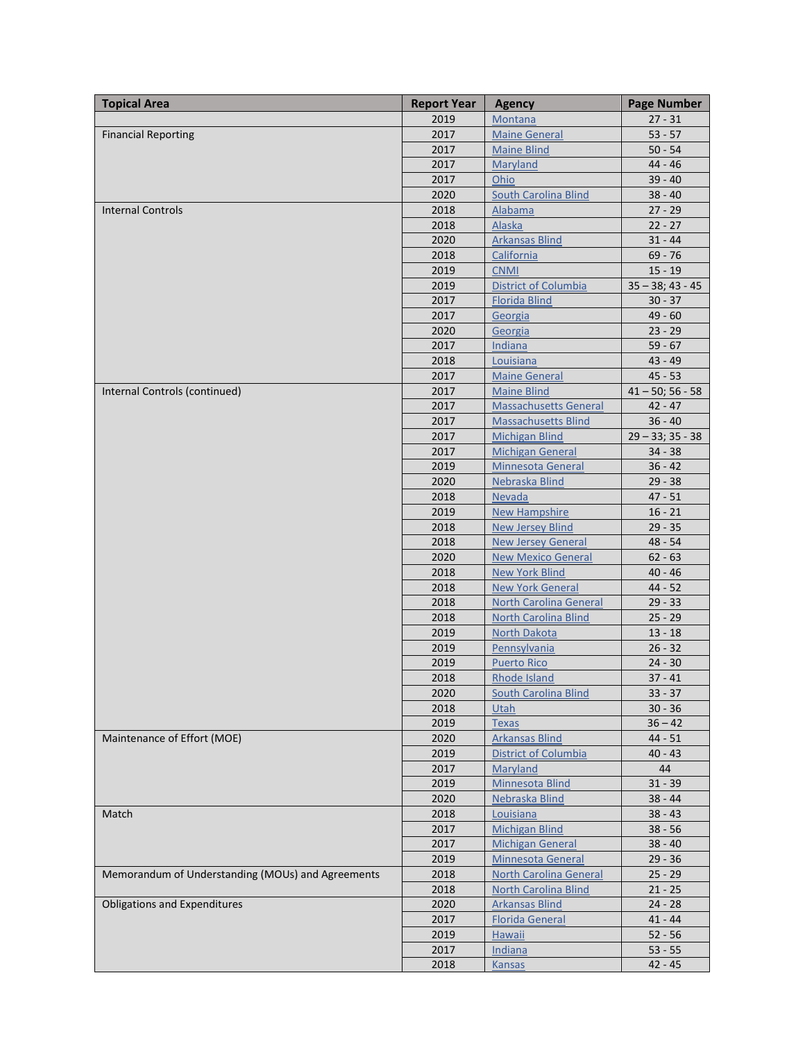| Topical Area | Report Year | Agency | Page Number |
|---|---|---|---|
| | 2019 | Montana | 27 - 31 |
| Financial Reporting | 2017 | Maine General | 53 - 57 |
| | 2017 | Maine Blind | 50 - 54 |
| | 2017 | Maryland | 44 - 46 |
| | 2017 | Ohio | 39 - 40 |
| | 2020 | South Carolina Blind | 38 - 40 |
| Internal Controls | 2018 | Alabama | 27 - 29 |
| | 2018 | Alaska | 22 - 27 |
| | 2020 | Arkansas Blind | 31 - 44 |
| | 2018 | California | 69 - 76 |
| | 2019 | CNMI | 15 - 19 |
| | 2019 | District of Columbia | 35 – 38; 43 - 45 |
| | 2017 | Florida Blind | 30 - 37 |
| | 2017 | Georgia | 49 - 60 |
| | 2020 | Georgia | 23 - 29 |
| | 2017 | Indiana | 59 - 67 |
| | 2018 | Louisiana | 43 - 49 |
| | 2017 | Maine General | 45 - 53 |
| Internal Controls (continued) | 2017 | Maine Blind | 41 – 50; 56 - 58 |
| | 2017 | Massachusetts General | 42 - 47 |
| | 2017 | Massachusetts Blind | 36 - 40 |
| | 2017 | Michigan Blind | 29 – 33; 35 - 38 |
| | 2017 | Michigan General | 34 - 38 |
| | 2019 | Minnesota General | 36 - 42 |
| | 2020 | Nebraska Blind | 29 - 38 |
| | 2018 | Nevada | 47 - 51 |
| | 2019 | New Hampshire | 16 - 21 |
| | 2018 | New Jersey Blind | 29 - 35 |
| | 2018 | New Jersey General | 48 - 54 |
| | 2020 | New Mexico General | 62 - 63 |
| | 2018 | New York Blind | 40 - 46 |
| | 2018 | New York General | 44 - 52 |
| | 2018 | North Carolina General | 29 - 33 |
| | 2018 | North Carolina Blind | 25 - 29 |
| | 2019 | North Dakota | 13 - 18 |
| | 2019 | Pennsylvania | 26 - 32 |
| | 2019 | Puerto Rico | 24 - 30 |
| | 2018 | Rhode Island | 37 - 41 |
| | 2020 | South Carolina Blind | 33 - 37 |
| | 2018 | Utah | 30 - 36 |
| | 2019 | Texas | 36 – 42 |
| Maintenance of Effort (MOE) | 2020 | Arkansas Blind | 44 - 51 |
| | 2019 | District of Columbia | 40 - 43 |
| | 2017 | Maryland | 44 |
| | 2019 | Minnesota Blind | 31 - 39 |
| | 2020 | Nebraska Blind | 38 - 44 |
| Match | 2018 | Louisiana | 38 - 43 |
| | 2017 | Michigan Blind | 38 - 56 |
| | 2017 | Michigan General | 38 - 40 |
| | 2019 | Minnesota General | 29 - 36 |
| Memorandum of Understanding (MOUs) and Agreements | 2018 | North Carolina General | 25 - 29 |
| | 2018 | North Carolina Blind | 21 - 25 |
| Obligations and Expenditures | 2020 | Arkansas Blind | 24 - 28 |
| | 2017 | Florida General | 41 - 44 |
| | 2019 | Hawaii | 52 - 56 |
| | 2017 | Indiana | 53 - 55 |
| | 2018 | Kansas | 42 - 45 |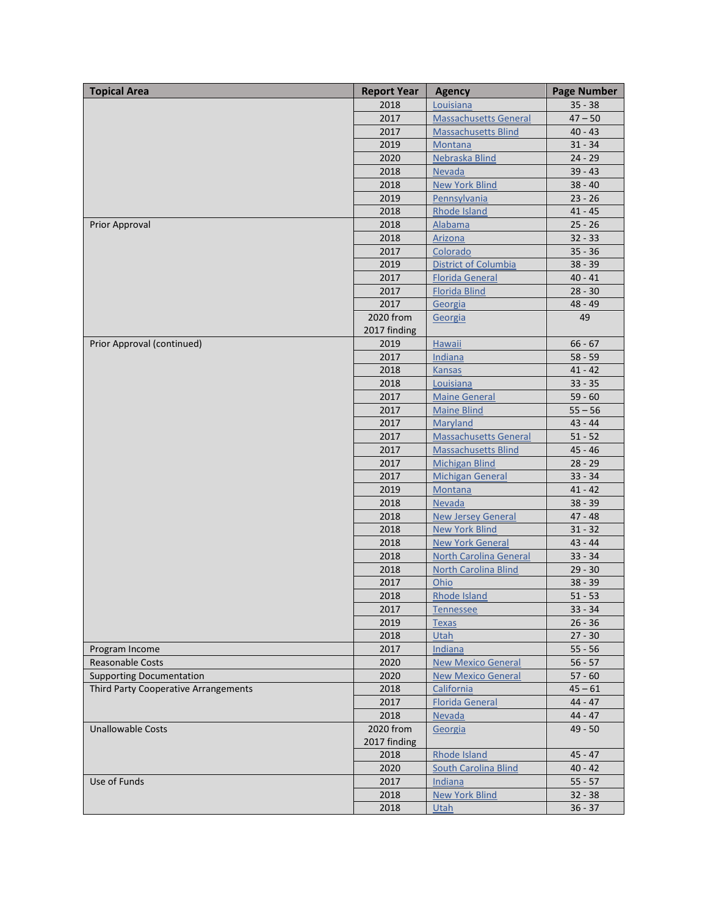| Topical Area | Report Year | Agency | Page Number |
|---|---|---|---|
| | 2018 | Louisiana | 35 - 38 |
| | 2017 | Massachusetts General | 47 – 50 |
| | 2017 | Massachusetts Blind | 40 - 43 |
| | 2019 | Montana | 31 - 34 |
| | 2020 | Nebraska Blind | 24 - 29 |
| | 2018 | Nevada | 39 - 43 |
| | 2018 | New York Blind | 38 - 40 |
| | 2019 | Pennsylvania | 23 - 26 |
| | 2018 | Rhode Island | 41 - 45 |
| Prior Approval | 2018 | Alabama | 25 - 26 |
| | 2018 | Arizona | 32 - 33 |
| | 2017 | Colorado | 35 - 36 |
| | 2019 | District of Columbia | 38 - 39 |
| | 2017 | Florida General | 40 - 41 |
| | 2017 | Florida Blind | 28 - 30 |
| | 2017 | Georgia | 48 - 49 |
| | 2020 from 2017 finding | Georgia | 49 |
| Prior Approval (continued) | 2019 | Hawaii | 66 - 67 |
| | 2017 | Indiana | 58 - 59 |
| | 2018 | Kansas | 41 - 42 |
| | 2018 | Louisiana | 33 - 35 |
| | 2017 | Maine General | 59 - 60 |
| | 2017 | Maine Blind | 55 – 56 |
| | 2017 | Maryland | 43 - 44 |
| | 2017 | Massachusetts General | 51 - 52 |
| | 2017 | Massachusetts Blind | 45 - 46 |
| | 2017 | Michigan Blind | 28 - 29 |
| | 2017 | Michigan General | 33 - 34 |
| | 2019 | Montana | 41 - 42 |
| | 2018 | Nevada | 38 - 39 |
| | 2018 | New Jersey General | 47 - 48 |
| | 2018 | New York Blind | 31 - 32 |
| | 2018 | New York General | 43 - 44 |
| | 2018 | North Carolina General | 33 - 34 |
| | 2018 | North Carolina Blind | 29 - 30 |
| | 2017 | Ohio | 38 - 39 |
| | 2018 | Rhode Island | 51 - 53 |
| | 2017 | Tennessee | 33 - 34 |
| | 2019 | Texas | 26 - 36 |
| | 2018 | Utah | 27 - 30 |
| Program Income | 2017 | Indiana | 55 - 56 |
| Reasonable Costs | 2020 | New Mexico General | 56 - 57 |
| Supporting Documentation | 2020 | New Mexico General | 57 - 60 |
| Third Party Cooperative Arrangements | 2018 | California | 45 – 61 |
| | 2017 | Florida General | 44 - 47 |
| | 2018 | Nevada | 44 - 47 |
| Unallowable Costs | 2020 from 2017 finding | Georgia | 49 - 50 |
| | 2018 | Rhode Island | 45 - 47 |
| | 2020 | South Carolina Blind | 40 - 42 |
| Use of Funds | 2017 | Indiana | 55 - 57 |
| | 2018 | New York Blind | 32 - 38 |
| | 2018 | Utah | 36 - 37 |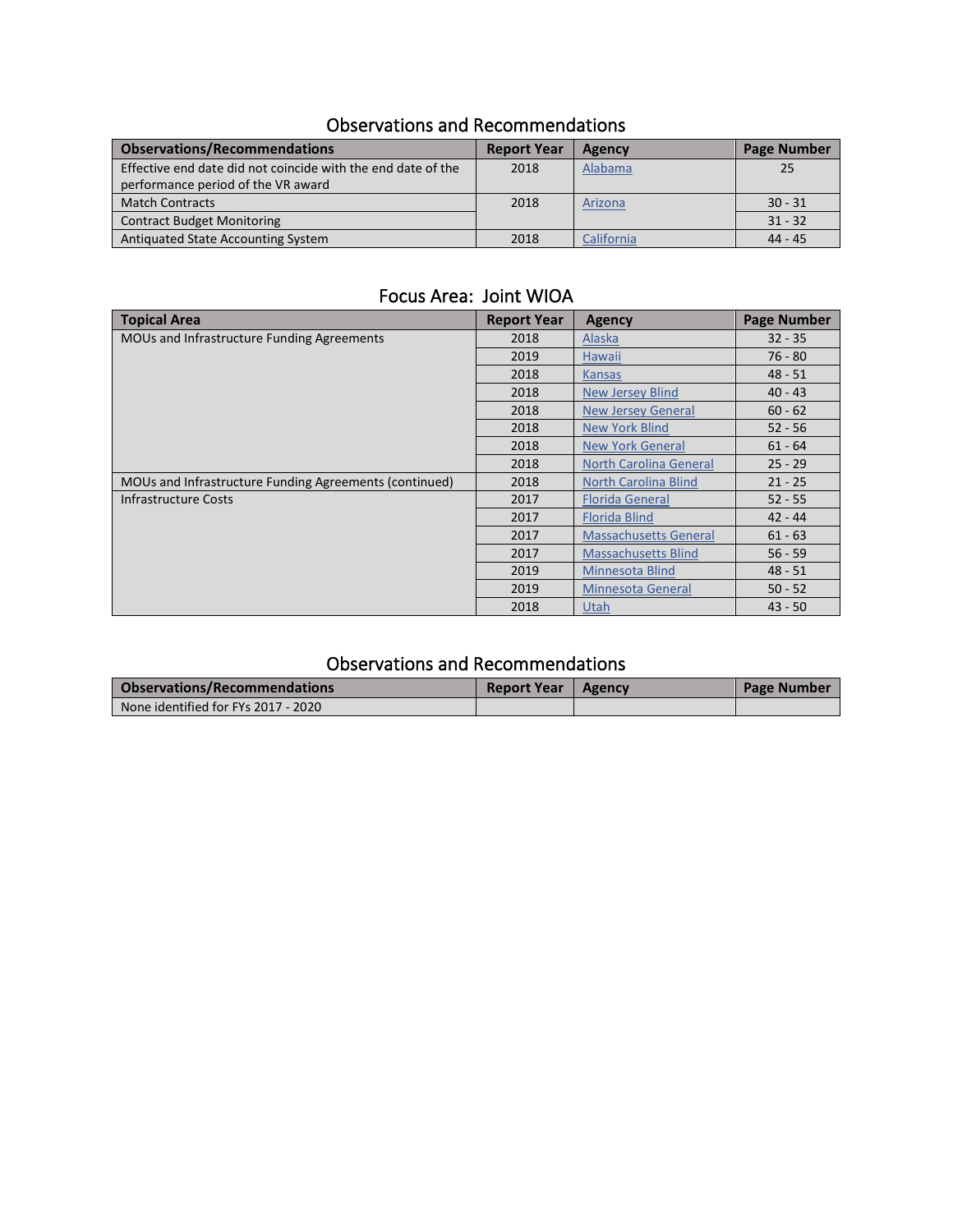## Observations and Recommendations

| Observations/Recommendations | Report Year | Agency | Page Number |
|---|---|---|---|
| Effective end date did not coincide with the end date of the performance period of the VR award | 2018 | Alabama | 25 |
| Match Contracts | 2018 | Arizona | 30 - 31 |
| Contract Budget Monitoring | | | 31 - 32 |
| Antiquated State Accounting System | 2018 | California | 44 - 45 |

## Focus Area: Joint WIOA

| Topical Area | Report Year | Agency | Page Number |
|---|---|---|---|
| MOUs and Infrastructure Funding Agreements | 2018 | Alaska | 32 - 35 |
| | 2019 | Hawaii | 76 - 80 |
| | 2018 | Kansas | 48 - 51 |
| | 2018 | New Jersey Blind | 40 - 43 |
| | 2018 | New Jersey General | 60 - 62 |
| | 2018 | New York Blind | 52 - 56 |
| | 2018 | New York General | 61 - 64 |
| | 2018 | North Carolina General | 25 - 29 |
| MOUs and Infrastructure Funding Agreements (continued) | 2018 | North Carolina Blind | 21 - 25 |
| Infrastructure Costs | 2017 | Florida General | 52 - 55 |
| | 2017 | Florida Blind | 42 - 44 |
| | 2017 | Massachusetts General | 61 - 63 |
| | 2017 | Massachusetts Blind | 56 - 59 |
| | 2019 | Minnesota Blind | 48 - 51 |
| | 2019 | Minnesota General | 50 - 52 |
| | 2018 | Utah | 43 - 50 |

## Observations and Recommendations

| Observations/Recommendations | Report Year | Agency | Page Number |
|---|---|---|---|
| None identified for FYs 2017 - 2020 | | | |